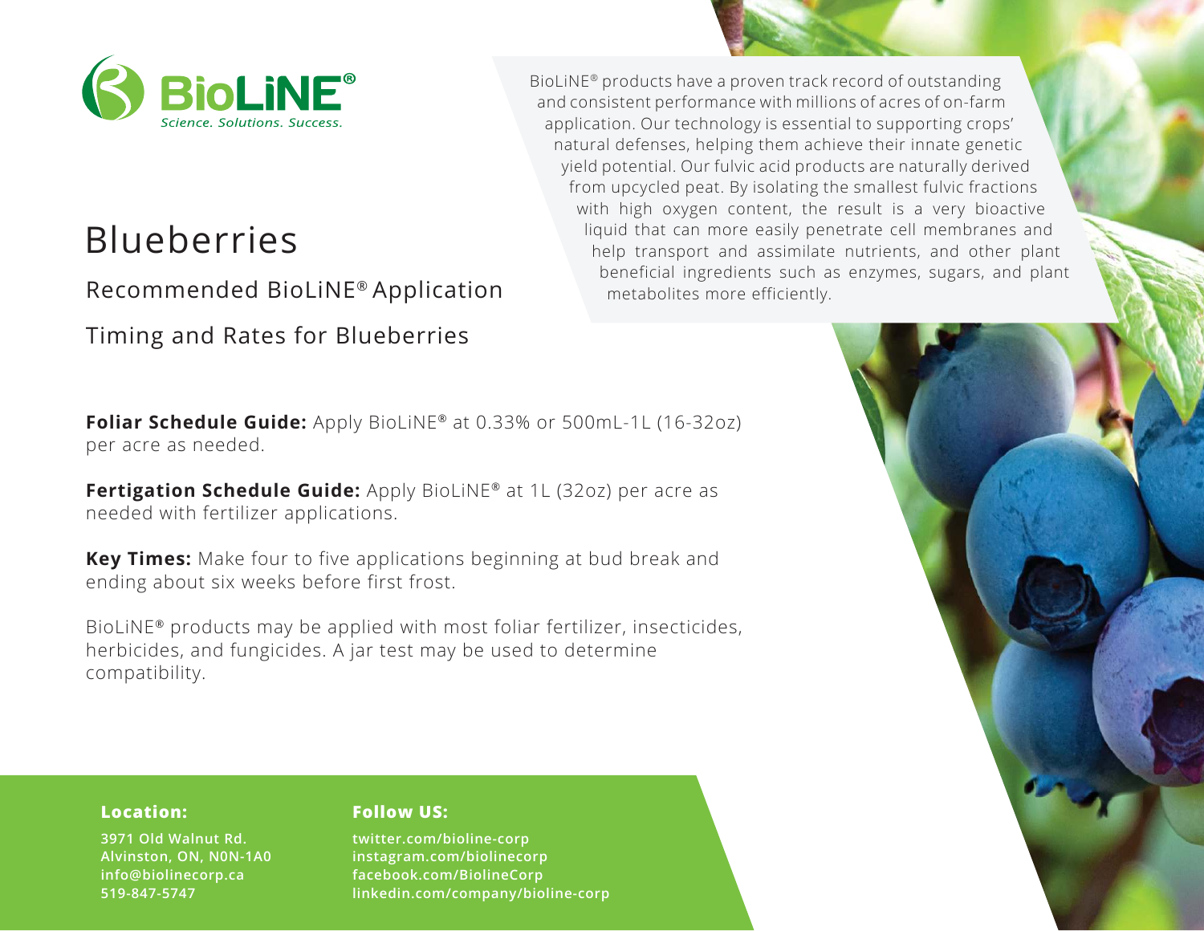BioLiNE®

*Science. Solutions. Success.*

# Blueberries

## Recommended BioLiNE® Application Timing and Rates for Blueberries

BioLiNE® products have a proven track record of outstanding and consistent performance with millions of acres of on-farm application. Our technology is essential to supporting crops' natural defenses, helping them achieve their innate genetic yield potential. Our fulvic acid products are naturally derived from upcycled peat. By isolating the smallest fulvic fractions with high oxygen content, the result is a very bioactive liquid that can more easily penetrate cell membranes and help transport and assimilate nutrients, and other plant beneficial ingredients such as enzymes, sugars, and plant metabolites more efficiently.

**Foliar Schedule Guide:** Apply BioLiNE® at 0.33% or 500mL-1L (16-32oz) per acre as needed.

**Fertigation Schedule Guide:** Apply BioLiNE® at 1L (32oz) per acre as needed with fertilizer applications.

**Key Times:** Make four to five applications beginning at bud break and ending about six weeks before first frost.

BioLiNE® products may be applied with most foliar fertilizer, insecticides, herbicides, and fungicides. A jar test may be used to determine compatibility.

**Location:**

3971 Old Walnut Rd.
Alvinston, ON, N0N-1A0
info@biolinecorp.ca
519-847-5747

**Follow US:**

twitter.com/bioline-corp
instagram.com/biolinecorp
facebook.com/BiolineCorp
linkedin.com/company/bioline-corp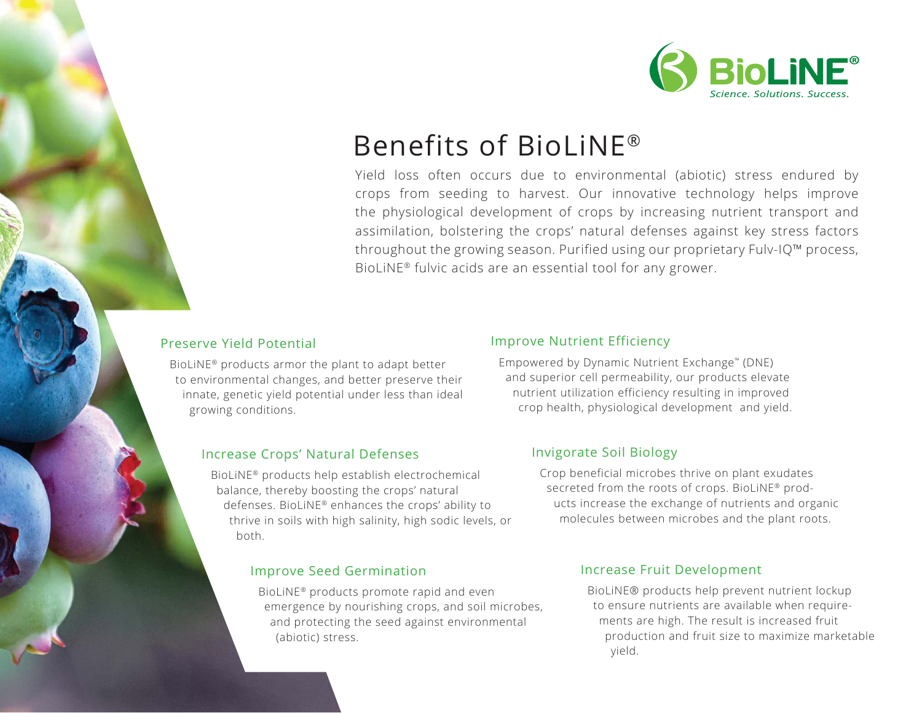BioLiNE®

*Science. Solutions. Success.*

# Benefits of BioLiNE®

Yield loss often occurs due to environmental (abiotic) stress endured by crops from seeding to harvest. Our innovative technology helps improve the physiological development of crops by increasing nutrient transport and assimilation, bolstering the crops' natural defenses against key stress factors throughout the growing season. Purified using our proprietary Fulv-IQ™ process, BioLiNE® fulvic acids are an essential tool for any grower.

## Preserve Yield Potential

BioLiNE® products armor the plant to adapt better to environmental changes, and better preserve their innate, genetic yield potential under less than ideal growing conditions.

## Increase Crops' Natural Defenses

BioLiNE® products help establish electrochemical balance, thereby boosting the crops' natural defenses. BioLiNE® enhances the crops' ability to thrive in soils with high salinity, high sodic levels, or both.

## Improve Seed Germination

BioLiNE® products promote rapid and even emergence by nourishing crops, and soil microbes, and protecting the seed against environmental (abiotic) stress.

## Improve Nutrient Efficiency

Empowered by Dynamic Nutrient Exchange™ (DNE) and superior cell permeability, our products elevate nutrient utilization efficiency resulting in improved crop health, physiological development and yield.

## Invigorate Soil Biology

Crop beneficial microbes thrive on plant exudates secreted from the roots of crops. BioLiNE® products increase the exchange of nutrients and organic molecules between microbes and the plant roots.

## Increase Fruit Development

BioLiNE® products help prevent nutrient lockup to ensure nutrients are available when requirements are high. The result is increased fruit production and fruit size to maximize marketable yield.